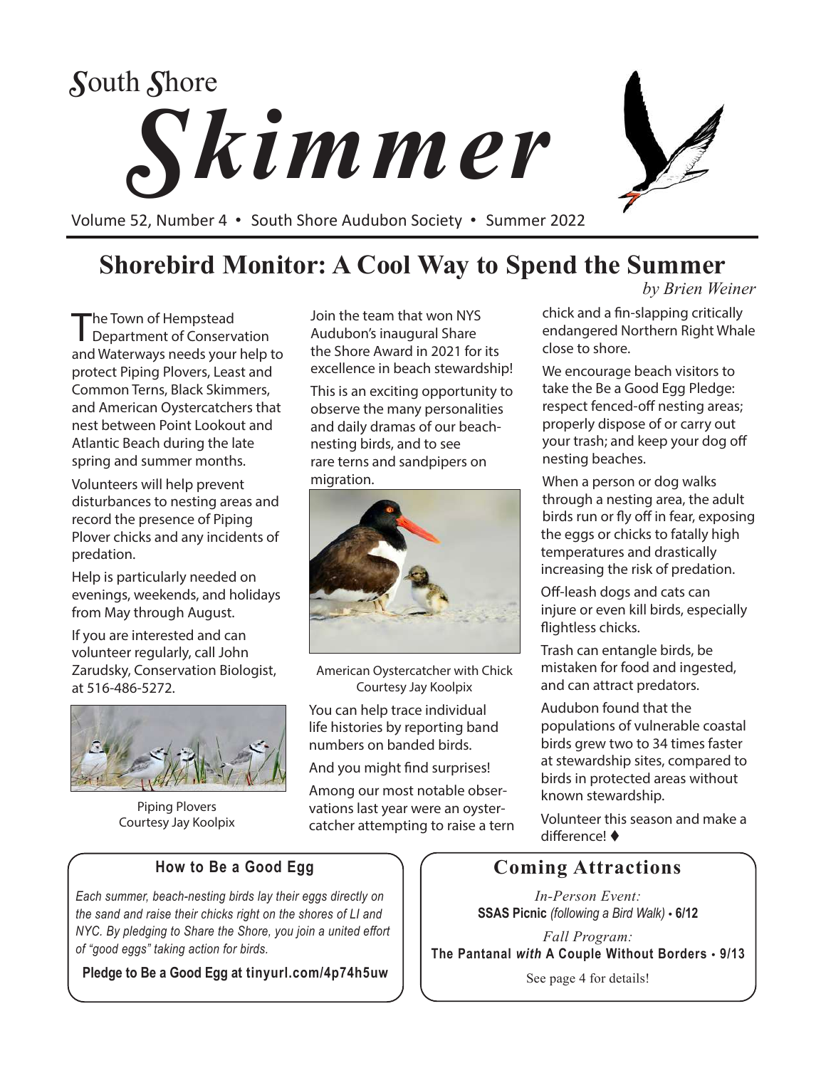# South Shore Skimmer

Volume 52, Number 4 • South Shore Audubon Society • Summer 2022

## Shorebird Monitor: A Cool Way to Spend the Summer

*by Brien Weiner*

The Town of Hempstead Department of Conservation and Waterways needs your help to protect Piping Plovers, Least and Common Terns, Black Skimmers, and American Oystercatchers that nest between Point Lookout and Atlantic Beach during the late spring and summer months.

Volunteers will help prevent disturbances to nesting areas and record the presence of Piping Plover chicks and any incidents of predation.

Help is particularly needed on evenings, weekends, and holidays from May through August.

If you are interested and can volunteer regularly, call John Zarudsky, Conservation Biologist, at 516-486-5272.

Piping Plovers
Courtesy Jay Koolpix

Join the team that won NYS Audubon's inaugural Share the Shore Award in 2021 for its excellence in beach stewardship!

This is an exciting opportunity to observe the many personalities and daily dramas of our beach-nesting birds, and to see rare terns and sandpipers on migration.

American Oystercatcher with Chick
Courtesy Jay Koolpix

You can help trace individual life histories by reporting band numbers on banded birds.

And you might find surprises!

Among our most notable observations last year were an oystercatcher attempting to raise a tern chick and a fin-slapping critically endangered Northern Right Whale close to shore.

We encourage beach visitors to take the Be a Good Egg Pledge: respect fenced-off nesting areas; properly dispose of or carry out your trash; and keep your dog off nesting beaches.

When a person or dog walks through a nesting area, the adult birds run or fly off in fear, exposing the eggs or chicks to fatally high temperatures and drastically increasing the risk of predation.

Off-leash dogs and cats can injure or even kill birds, especially flightless chicks.

Trash can entangle birds, be mistaken for food and ingested, and can attract predators.

Audubon found that the populations of vulnerable coastal birds grew two to 34 times faster at stewardship sites, compared to birds in protected areas without known stewardship.

Volunteer this season and make a difference! ♦

### How to Be a Good Egg

*Each summer, beach-nesting birds lay their eggs directly on the sand and raise their chicks right on the shores of LI and NYC. By pledging to Share the Shore, you join a united effort of "good eggs" taking action for birds.*

**Pledge to Be a Good Egg at tinyurl.com/4p74h5uw**

### Coming Attractions

*In-Person Event:*
**SSAS Picnic** *(following a Bird Walk)* **• 6/12**

*Fall Program:*
**The Pantanal *with* A Couple Without Borders • 9/13**

See page 4 for details!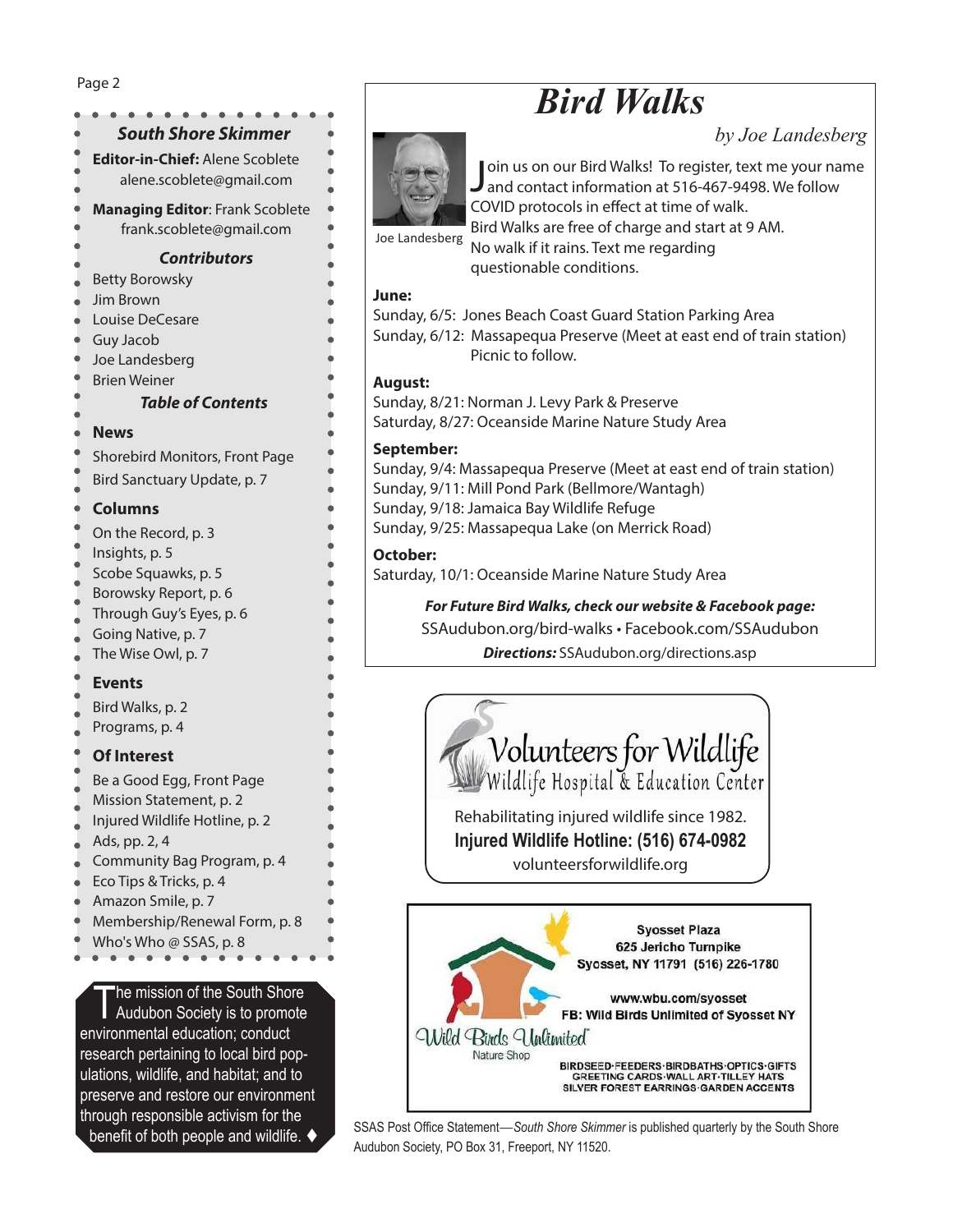## South Shore Skimmer

**Editor-in-Chief:** Alene Scoblete
alene.scoblete@gmail.com

**Managing Editor**: Frank Scoblete
frank.scoblete@gmail.com

### *Contributors*

- Betty Borowsky
- Jim Brown
- Louise DeCesare
- Guy Jacob
- Joe Landesberg
- Brien Weiner

### *Table of Contents*

**News**

- Shorebird Monitors, Front Page
- Bird Sanctuary Update, p. 7

**Columns**

- On the Record, p. 3
- Insights, p. 5
- Scobe Squawks, p. 5
- Borowsky Report, p. 6
- Through Guy's Eyes, p. 6
- Going Native, p. 7
- The Wise Owl, p. 7

**Events**

- Bird Walks, p. 2
- Programs, p. 4

**Of Interest**

- Be a Good Egg, Front Page
- Mission Statement, p. 2
- Injured Wildlife Hotline, p. 2
- Ads, pp. 2, 4
- Community Bag Program, p. 4
- Eco Tips & Tricks, p. 4
- Amazon Smile, p. 7
- Membership/Renewal Form, p. 8
- Who's Who @ SSAS, p. 8

The mission of the South Shore Audubon Society is to promote environmental education; conduct research pertaining to local bird populations, wildlife, and habitat; and to preserve and restore our environment through responsible activism for the benefit of both people and wildlife. ♦

# *Bird Walks*

*by Joe Landesberg*

Joe Landesberg

Join us on our Bird Walks! To register, text me your name and contact information at 516-467-9498. We follow COVID protocols in effect at time of walk. Bird Walks are free of charge and start at 9 AM. No walk if it rains. Text me regarding questionable conditions.

**June:**
Sunday, 6/5: Jones Beach Coast Guard Station Parking Area
Sunday, 6/12: Massapequa Preserve (Meet at east end of train station) Picnic to follow.

**August:**
Sunday, 8/21: Norman J. Levy Park & Preserve
Saturday, 8/27: Oceanside Marine Nature Study Area

**September:**
Sunday, 9/4: Massapequa Preserve (Meet at east end of train station)
Sunday, 9/11: Mill Pond Park (Bellmore/Wantagh)
Sunday, 9/18: Jamaica Bay Wildlife Refuge
Sunday, 9/25: Massapequa Lake (on Merrick Road)

**October:**
Saturday, 10/1: Oceanside Marine Nature Study Area

***For Future Bird Walks, check our website & Facebook page:***
SSAudubon.org/bird-walks • Facebook.com/SSAudubon
***Directions:*** SSAudubon.org/directions.asp

**Volunteers for Wildlife**
Wildlife Hospital & Education Center
Rehabilitating injured wildlife since 1982.
**Injured Wildlife Hotline: (516) 674-0982**
volunteersforwildlife.org

**Wild Birds Unlimited** Nature Shop
Syosset Plaza
625 Jericho Turnpike
Syosset, NY 11791 (516) 226-1780
www.wbu.com/syosset
FB: Wild Birds Unlimited of Syosset NY
BIRDSEED·FEEDERS·BIRDBATHS·OPTICS·GIFTS
GREETING CARDS·WALL ART·TILLEY HATS
SILVER FOREST EARRINGS·GARDEN ACCENTS

SSAS Post Office Statement—*South Shore Skimmer* is published quarterly by the South Shore Audubon Society, PO Box 31, Freeport, NY 11520.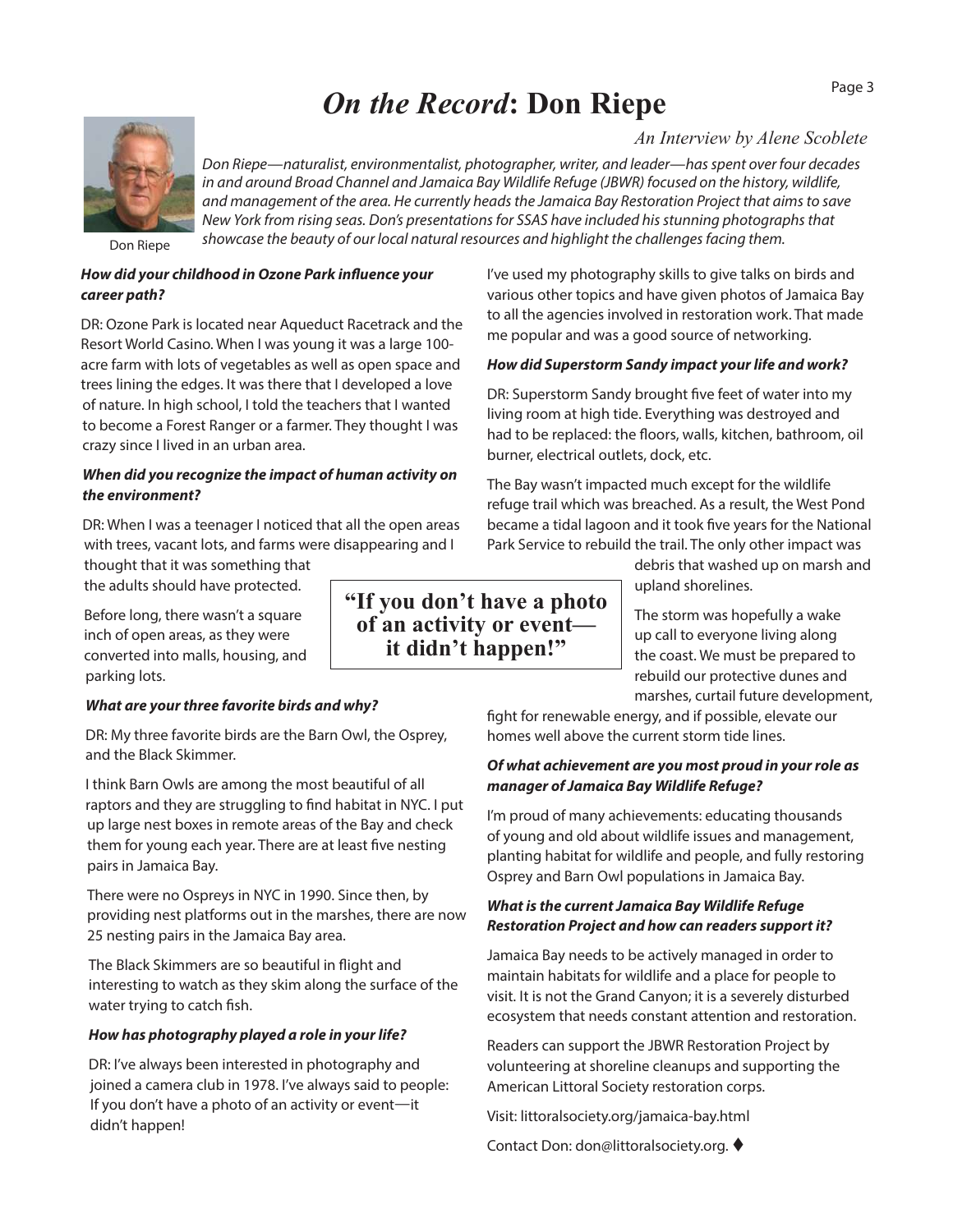# *On the Record*: Don Riepe

*An Interview by Alene Scoblete*

Don Riepe

*Don Riepe—naturalist, environmentalist, photographer, writer, and leader—has spent over four decades in and around Broad Channel and Jamaica Bay Wildlife Refuge (JBWR) focused on the history, wildlife, and management of the area. He currently heads the Jamaica Bay Restoration Project that aims to save New York from rising seas. Don's presentations for SSAS have included his stunning photographs that showcase the beauty of our local natural resources and highlight the challenges facing them.*

***How did your childhood in Ozone Park influence your career path?***

DR: Ozone Park is located near Aqueduct Racetrack and the Resort World Casino. When I was young it was a large 100-acre farm with lots of vegetables as well as open space and trees lining the edges. It was there that I developed a love of nature. In high school, I told the teachers that I wanted to become a Forest Ranger or a farmer. They thought I was crazy since I lived in an urban area.

***When did you recognize the impact of human activity on the environment?***

DR: When I was a teenager I noticed that all the open areas with trees, vacant lots, and farms were disappearing and I thought that it was something that the adults should have protected.

Before long, there wasn't a square inch of open areas, as they were converted into malls, housing, and parking lots.

***What are your three favorite birds and why?***

DR: My three favorite birds are the Barn Owl, the Osprey, and the Black Skimmer.

I think Barn Owls are among the most beautiful of all raptors and they are struggling to find habitat in NYC. I put up large nest boxes in remote areas of the Bay and check them for young each year. There are at least five nesting pairs in Jamaica Bay.

There were no Ospreys in NYC in 1990. Since then, by providing nest platforms out in the marshes, there are now 25 nesting pairs in the Jamaica Bay area.

The Black Skimmers are so beautiful in flight and interesting to watch as they skim along the surface of the water trying to catch fish.

***How has photography played a role in your life?***

DR: I've always been interested in photography and joined a camera club in 1978. I've always said to people: If you don't have a photo of an activity or event—it didn't happen!

**"If you don't have a photo of an activity or event—it didn't happen!"**

I've used my photography skills to give talks on birds and various other topics and have given photos of Jamaica Bay to all the agencies involved in restoration work. That made me popular and was a good source of networking.

***How did Superstorm Sandy impact your life and work?***

DR: Superstorm Sandy brought five feet of water into my living room at high tide. Everything was destroyed and had to be replaced: the floors, walls, kitchen, bathroom, oil burner, electrical outlets, dock, etc.

The Bay wasn't impacted much except for the wildlife refuge trail which was breached. As a result, the West Pond became a tidal lagoon and it took five years for the National Park Service to rebuild the trail. The only other impact was debris that washed up on marsh and upland shorelines.

The storm was hopefully a wake up call to everyone living along the coast. We must be prepared to rebuild our protective dunes and marshes, curtail future development, fight for renewable energy, and if possible, elevate our homes well above the current storm tide lines.

***Of what achievement are you most proud in your role as manager of Jamaica Bay Wildlife Refuge?***

I'm proud of many achievements: educating thousands of young and old about wildlife issues and management, planting habitat for wildlife and people, and fully restoring Osprey and Barn Owl populations in Jamaica Bay.

***What is the current Jamaica Bay Wildlife Refuge Restoration Project and how can readers support it?***

Jamaica Bay needs to be actively managed in order to maintain habitats for wildlife and a place for people to visit. It is not the Grand Canyon; it is a severely disturbed ecosystem that needs constant attention and restoration.

Readers can support the JBWR Restoration Project by volunteering at shoreline cleanups and supporting the American Littoral Society restoration corps.

Visit: littoralsociety.org/jamaica-bay.html

Contact Don: don@littoralsociety.org. ♦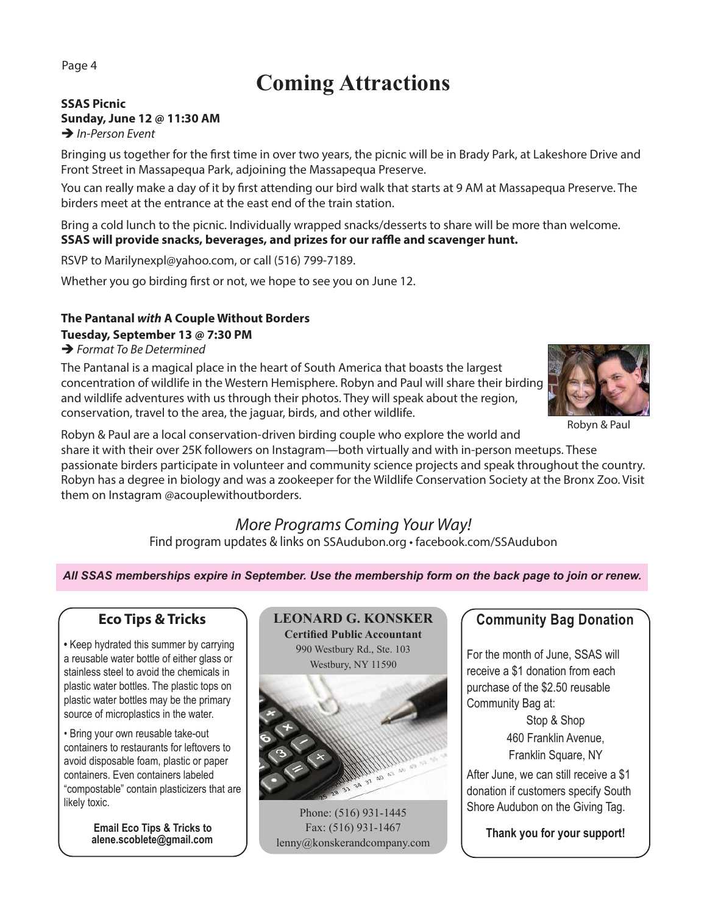# Coming Attractions

**SSAS Picnic**
**Sunday, June 12 @ 11:30 AM**
➔ *In-Person Event*

Bringing us together for the first time in over two years, the picnic will be in Brady Park, at Lakeshore Drive and Front Street in Massapequa Park, adjoining the Massapequa Preserve.

You can really make a day of it by first attending our bird walk that starts at 9 AM at Massapequa Preserve. The birders meet at the entrance at the east end of the train station.

Bring a cold lunch to the picnic. Individually wrapped snacks/desserts to share will be more than welcome. **SSAS will provide snacks, beverages, and prizes for our raffle and scavenger hunt.**

RSVP to Marilynexpl@yahoo.com, or call (516) 799-7189.

Whether you go birding first or not, we hope to see you on June 12.

**The Pantanal *with* A Couple Without Borders**
**Tuesday, September 13 @ 7:30 PM**
➔ *Format To Be Determined*

The Pantanal is a magical place in the heart of South America that boasts the largest concentration of wildlife in the Western Hemisphere. Robyn and Paul will share their birding and wildlife adventures with us through their photos. They will speak about the region, conservation, travel to the area, the jaguar, birds, and other wildlife.

Robyn & Paul

Robyn & Paul are a local conservation-driven birding couple who explore the world and share it with their over 25K followers on Instagram—both virtually and with in-person meetups. These passionate birders participate in volunteer and community science projects and speak throughout the country. Robyn has a degree in biology and was a zookeeper for the Wildlife Conservation Society at the Bronx Zoo. Visit them on Instagram @acouplewithoutborders.

*More Programs Coming Your Way!*

Find program updates & links on SSAudubon.org • facebook.com/SSAudubon

***All SSAS memberships expire in September. Use the membership form on the back page to join or renew.***

## Eco Tips & Tricks

- Keep hydrated this summer by carrying a reusable water bottle of either glass or stainless steel to avoid the chemicals in plastic water bottles. The plastic tops on plastic water bottles may be the primary source of microplastics in the water.
- Bring your own reusable take-out containers to restaurants for leftovers to avoid disposable foam, plastic or paper containers. Even containers labeled "compostable" contain plasticizers that are likely toxic.

**Email Eco Tips & Tricks to alene.scoblete@gmail.com**

**LEONARD G. KONSKER**
**Certified Public Accountant**
990 Westbury Rd., Ste. 103
Westbury, NY 11590

Phone: (516) 931-1445
Fax: (516) 931-1467
lenny@konskerandcompany.com

## Community Bag Donation

For the month of June, SSAS will receive a $1 donation from each purchase of the $2.50 reusable Community Bag at:

Stop & Shop
460 Franklin Avenue,
Franklin Square, NY

After June, we can still receive a $1 donation if customers specify South Shore Audubon on the Giving Tag.

**Thank you for your support!**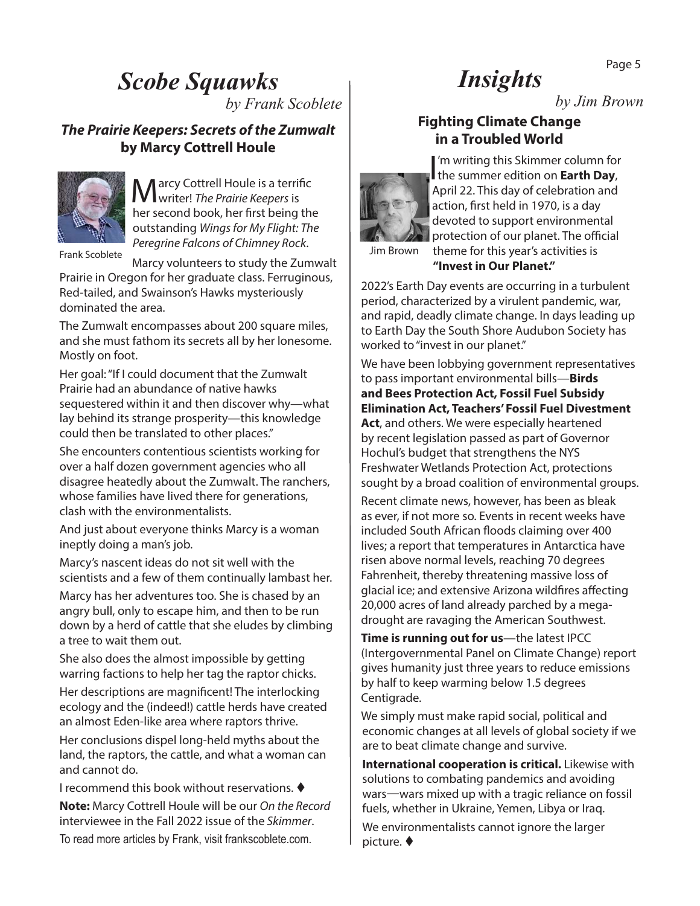# *Scobe Squawks*

*by Frank Scoblete*

## ***The Prairie Keepers: Secrets of the Zumwalt* by Marcy Cottrell Houle**

Frank Scoblete

Marcy Cottrell Houle is a terrific writer! *The Prairie Keepers* is her second book, her first being the outstanding *Wings for My Flight: The Peregrine Falcons of Chimney Rock*.

Marcy volunteers to study the Zumwalt Prairie in Oregon for her graduate class. Ferruginous, Red-tailed, and Swainson's Hawks mysteriously dominated the area.

The Zumwalt encompasses about 200 square miles, and she must fathom its secrets all by her lonesome. Mostly on foot.

Her goal: "If I could document that the Zumwalt Prairie had an abundance of native hawks sequestered within it and then discover why—what lay behind its strange prosperity—this knowledge could then be translated to other places."

She encounters contentious scientists working for over a half dozen government agencies who all disagree heatedly about the Zumwalt. The ranchers, whose families have lived there for generations, clash with the environmentalists.

And just about everyone thinks Marcy is a woman ineptly doing a man's job.

Marcy's nascent ideas do not sit well with the scientists and a few of them continually lambast her.

Marcy has her adventures too. She is chased by an angry bull, only to escape him, and then to be run down by a herd of cattle that she eludes by climbing a tree to wait them out.

She also does the almost impossible by getting warring factions to help her tag the raptor chicks.

Her descriptions are magnificent! The interlocking ecology and the (indeed!) cattle herds have created an almost Eden-like area where raptors thrive.

Her conclusions dispel long-held myths about the land, the raptors, the cattle, and what a woman can and cannot do.

I recommend this book without reservations. ♦

**Note:** Marcy Cottrell Houle will be our *On the Record* interviewee in the Fall 2022 issue of the *Skimmer*.

To read more articles by Frank, visit frankscoblete.com.

# *Insights*

*by Jim Brown*

## **Fighting Climate Change in a Troubled World**

Jim Brown

I'm writing this Skimmer column for the summer edition on **Earth Day**, April 22. This day of celebration and action, first held in 1970, is a day devoted to support environmental protection of our planet. The official theme for this year's activities is **"Invest in Our Planet."**

2022's Earth Day events are occurring in a turbulent period, characterized by a virulent pandemic, war, and rapid, deadly climate change. In days leading up to Earth Day the South Shore Audubon Society has worked to "invest in our planet."

We have been lobbying government representatives to pass important environmental bills—**Birds and Bees Protection Act, Fossil Fuel Subsidy Elimination Act, Teachers' Fossil Fuel Divestment Act**, and others. We were especially heartened by recent legislation passed as part of Governor Hochul's budget that strengthens the NYS Freshwater Wetlands Protection Act, protections sought by a broad coalition of environmental groups.

Recent climate news, however, has been as bleak as ever, if not more so. Events in recent weeks have included South African floods claiming over 400 lives; a report that temperatures in Antarctica have risen above normal levels, reaching 70 degrees Fahrenheit, thereby threatening massive loss of glacial ice; and extensive Arizona wildfires affecting 20,000 acres of land already parched by a mega-drought are ravaging the American Southwest.

**Time is running out for us**—the latest IPCC (Intergovernmental Panel on Climate Change) report gives humanity just three years to reduce emissions by half to keep warming below 1.5 degrees Centigrade.

We simply must make rapid social, political and economic changes at all levels of global society if we are to beat climate change and survive.

**International cooperation is critical.** Likewise with solutions to combating pandemics and avoiding wars—wars mixed up with a tragic reliance on fossil fuels, whether in Ukraine, Yemen, Libya or Iraq.

We environmentalists cannot ignore the larger picture. ♦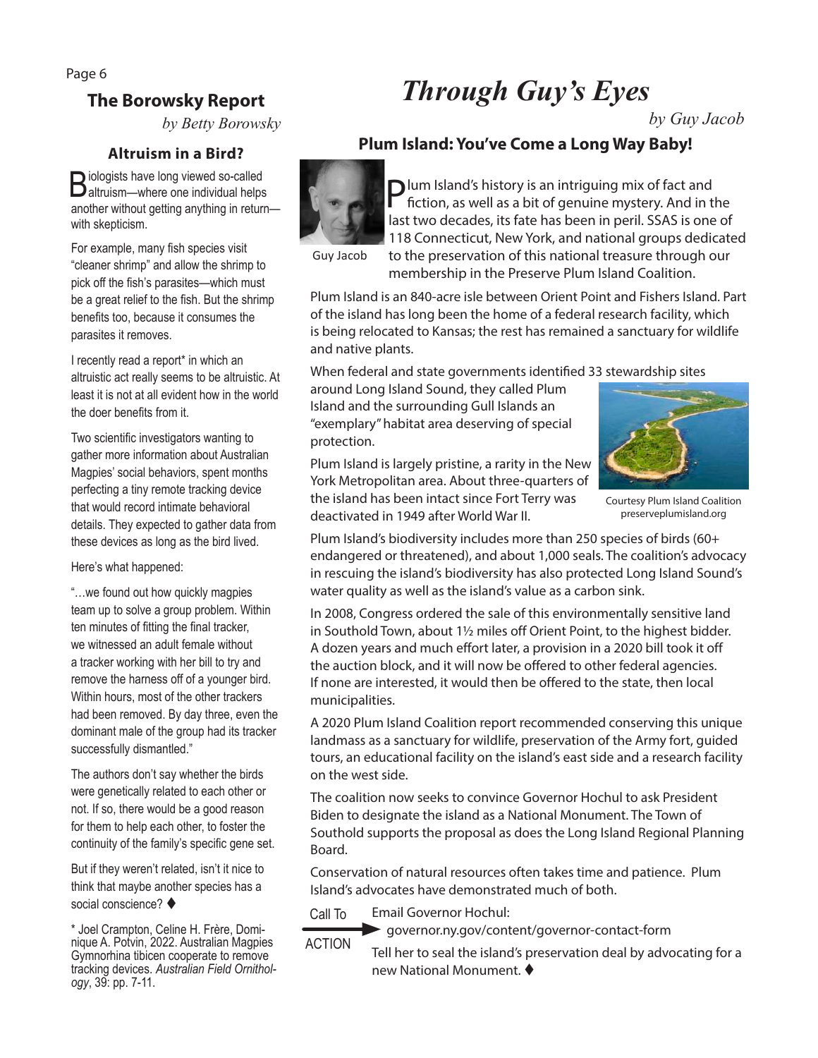## The Borowsky Report

*by Betty Borowsky*

### Altruism in a Bird?

Biologists have long viewed so-called altruism—where one individual helps another without getting anything in return—with skepticism.

For example, many fish species visit "cleaner shrimp" and allow the shrimp to pick off the fish's parasites—which must be a great relief to the fish. But the shrimp benefits too, because it consumes the parasites it removes.

I recently read a report* in which an altruistic act really seems to be altruistic. At least it is not at all evident how in the world the doer benefits from it.

Two scientific investigators wanting to gather more information about Australian Magpies' social behaviors, spent months perfecting a tiny remote tracking device that would record intimate behavioral details. They expected to gather data from these devices as long as the bird lived.

Here's what happened:

"…we found out how quickly magpies team up to solve a group problem. Within ten minutes of fitting the final tracker, we witnessed an adult female without a tracker working with her bill to try and remove the harness off of a younger bird. Within hours, most of the other trackers had been removed. By day three, even the dominant male of the group had its tracker successfully dismantled."

The authors don't say whether the birds were genetically related to each other or not. If so, there would be a good reason for them to help each other, to foster the continuity of the family's specific gene set.

But if they weren't related, isn't it nice to think that maybe another species has a social conscience? ♦

\* Joel Crampton, Celine H. Frère, Dominique A. Potvin, 2022. Australian Magpies Gymnorhina tibicen cooperate to remove tracking devices. *Australian Field Ornithology*, 39: pp. 7-11.

# *Through Guy's Eyes*

*by Guy Jacob*

### Plum Island: You've Come a Long Way Baby!

Guy Jacob

Plum Island's history is an intriguing mix of fact and fiction, as well as a bit of genuine mystery. And in the last two decades, its fate has been in peril. SSAS is one of 118 Connecticut, New York, and national groups dedicated to the preservation of this national treasure through our membership in the Preserve Plum Island Coalition.

Plum Island is an 840-acre isle between Orient Point and Fishers Island. Part of the island has long been the home of a federal research facility, which is being relocated to Kansas; the rest has remained a sanctuary for wildlife and native plants.

When federal and state governments identified 33 stewardship sites around Long Island Sound, they called Plum Island and the surrounding Gull Islands an "exemplary" habitat area deserving of special protection.

Plum Island is largely pristine, a rarity in the New York Metropolitan area. About three-quarters of the island has been intact since Fort Terry was deactivated in 1949 after World War II.

Courtesy Plum Island Coalition preserveplumisland.org

Plum Island's biodiversity includes more than 250 species of birds (60+ endangered or threatened), and about 1,000 seals. The coalition's advocacy in rescuing the island's biodiversity has also protected Long Island Sound's water quality as well as the island's value as a carbon sink.

In 2008, Congress ordered the sale of this environmentally sensitive land in Southold Town, about 1½ miles off Orient Point, to the highest bidder. A dozen years and much effort later, a provision in a 2020 bill took it off the auction block, and it will now be offered to other federal agencies. If none are interested, it would then be offered to the state, then local municipalities.

A 2020 Plum Island Coalition report recommended conserving this unique landmass as a sanctuary for wildlife, preservation of the Army fort, guided tours, an educational facility on the island's east side and a research facility on the west side.

The coalition now seeks to convince Governor Hochul to ask President Biden to designate the island as a National Monument. The Town of Southold supports the proposal as does the Long Island Regional Planning Board.

Conservation of natural resources often takes time and patience. Plum Island's advocates have demonstrated much of both.

**Call To ACTION**

Email Governor Hochul: governor.ny.gov/content/governor-contact-form

Tell her to seal the island's preservation deal by advocating for a new National Monument. ♦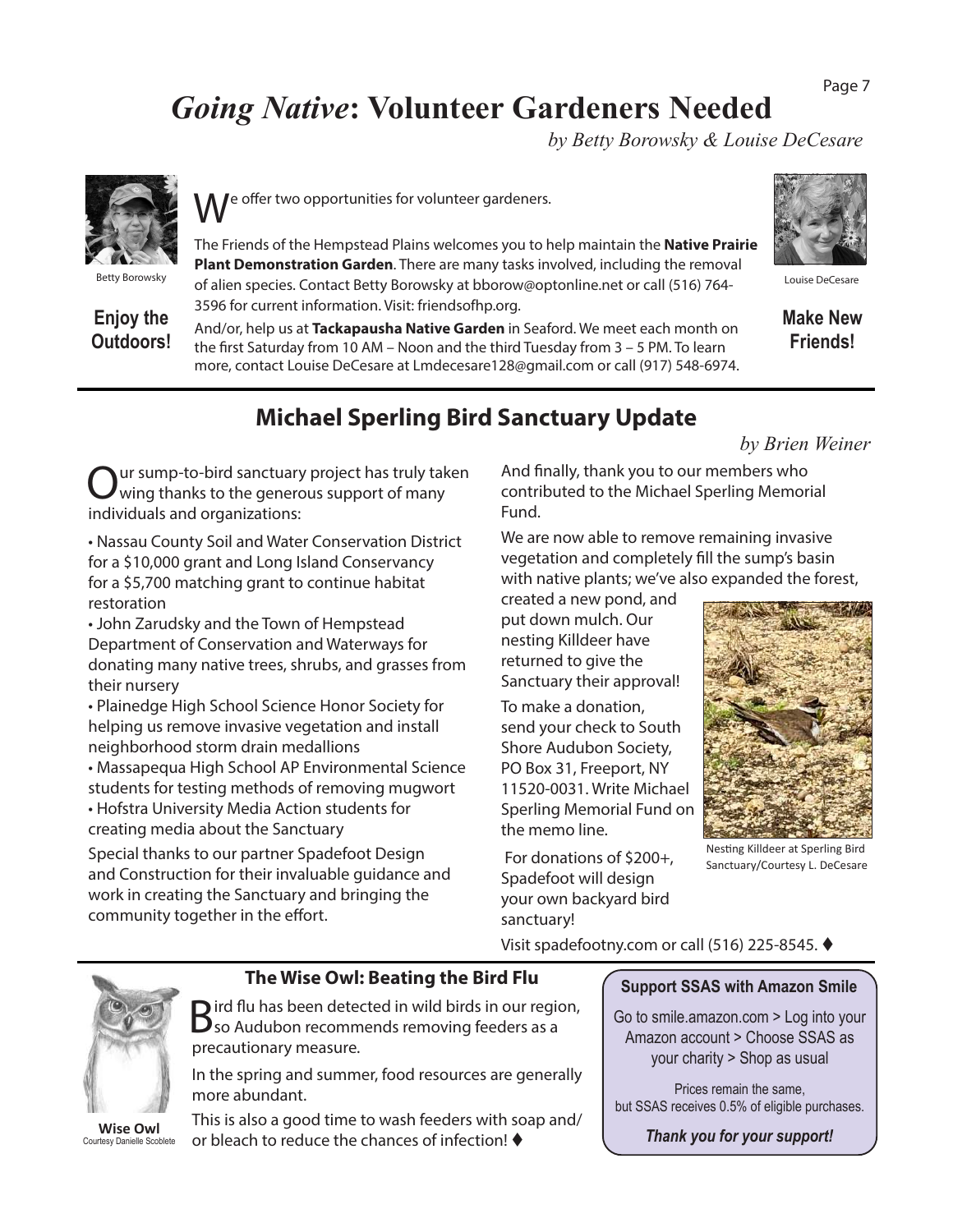# *Going Native*: Volunteer Gardeners Needed

*by Betty Borowsky & Louise DeCesare*

Betty Borowsky

**Enjoy the Outdoors!**

We offer two opportunities for volunteer gardeners.

The Friends of the Hempstead Plains welcomes you to help maintain the **Native Prairie Plant Demonstration Garden**. There are many tasks involved, including the removal of alien species. Contact Betty Borowsky at bborow@optonline.net or call (516) 764-3596 for current information. Visit: friendsofhp.org.

And/or, help us at **Tackapausha Native Garden** in Seaford. We meet each month on the first Saturday from 10 AM – Noon and the third Tuesday from 3 – 5 PM. To learn more, contact Louise DeCesare at Lmdecesare128@gmail.com or call (917) 548-6974.

Louise DeCesare

**Make New Friends!**

## Michael Sperling Bird Sanctuary Update

*by Brien Weiner*

Our sump-to-bird sanctuary project has truly taken wing thanks to the generous support of many individuals and organizations:

- Nassau County Soil and Water Conservation District for a $10,000 grant and Long Island Conservancy for a $5,700 matching grant to continue habitat restoration
- John Zarudsky and the Town of Hempstead Department of Conservation and Waterways for donating many native trees, shrubs, and grasses from their nursery
- Plainedge High School Science Honor Society for helping us remove invasive vegetation and install neighborhood storm drain medallions
- Massapequa High School AP Environmental Science students for testing methods of removing mugwort
- Hofstra University Media Action students for creating media about the Sanctuary

Special thanks to our partner Spadefoot Design and Construction for their invaluable guidance and work in creating the Sanctuary and bringing the community together in the effort.

And finally, thank you to our members who contributed to the Michael Sperling Memorial Fund.

We are now able to remove remaining invasive vegetation and completely fill the sump's basin with native plants; we've also expanded the forest, created a new pond, and put down mulch. Our nesting Killdeer have returned to give the Sanctuary their approval!

To make a donation, send your check to South Shore Audubon Society, PO Box 31, Freeport, NY 11520-0031. Write Michael Sperling Memorial Fund on the memo line.

For donations of $200+, Spadefoot will design your own backyard bird sanctuary!

Visit spadefootny.com or call (516) 225-8545. ♦

Nesting Killdeer at Sperling Bird Sanctuary/Courtesy L. DeCesare

### The Wise Owl: Beating the Bird Flu

**Wise Owl**
Courtesy Danielle Scoblete

Bird flu has been detected in wild birds in our region, so Audubon recommends removing feeders as a precautionary measure.

In the spring and summer, food resources are generally more abundant.

This is also a good time to wash feeders with soap and/or bleach to reduce the chances of infection! ♦

**Support SSAS with Amazon Smile**

Go to smile.amazon.com > Log into your Amazon account > Choose SSAS as your charity > Shop as usual

Prices remain the same, but SSAS receives 0.5% of eligible purchases.

***Thank you for your support!***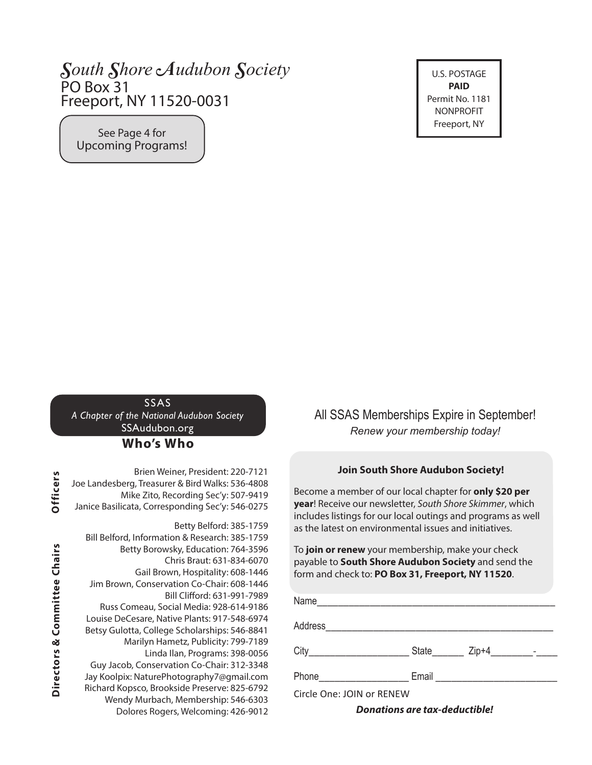*South Shore Audubon Society*
PO Box 31
Freeport, NY 11520-0031

See Page 4 for Upcoming Programs!

U.S. POSTAGE
**PAID**
Permit No. 1181
NONPROFIT
Freeport, NY

SSAS
*A Chapter of the National Audubon Society*
SSAudubon.org

## Who's Who

**Officers**

Brien Weiner, President: 220-7121
Joe Landesberg, Treasurer & Bird Walks: 536-4808
Mike Zito, Recording Sec'y: 507-9419
Janice Basilicata, Corresponding Sec'y: 546-0275

**Directors & Committee Chairs**

Betty Belford: 385-1759
Bill Belford, Information & Research: 385-1759
Betty Borowsky, Education: 764-3596
Chris Braut: 631-834-6070
Gail Brown, Hospitality: 608-1446
Jim Brown, Conservation Co-Chair: 608-1446
Bill Clifford: 631-991-7989
Russ Comeau, Social Media: 928-614-9186
Louise DeCesare, Native Plants: 917-548-6974
Betsy Gulotta, College Scholarships: 546-8841
Marilyn Hametz, Publicity: 799-7189
Linda Ilan, Programs: 398-0056
Guy Jacob, Conservation Co-Chair: 312-3348
Jay Koolpix: NaturePhotography7@gmail.com
Richard Kopsco, Brookside Preserve: 825-6792
Wendy Murbach, Membership: 546-6303
Dolores Rogers, Welcoming: 426-9012

All SSAS Memberships Expire in September!
*Renew your membership today!*

**Join South Shore Audubon Society!**

Become a member of our local chapter for **only $20 per year**! Receive our newsletter, *South Shore Skimmer*, which includes listings for our local outings and programs as well as the latest on environmental issues and initiatives.

To **join or renew** your membership, make your check payable to **South Shore Audubon Society** and send the form and check to: **PO Box 31, Freeport, NY 11520**.

Name_______________________________________________

Address_____________________________________________

City____________________ State______ Zip+4_________-____

Phone_________________ Email ________________________

Circle One: JOIN or RENEW

***Donations are tax-deductible!***